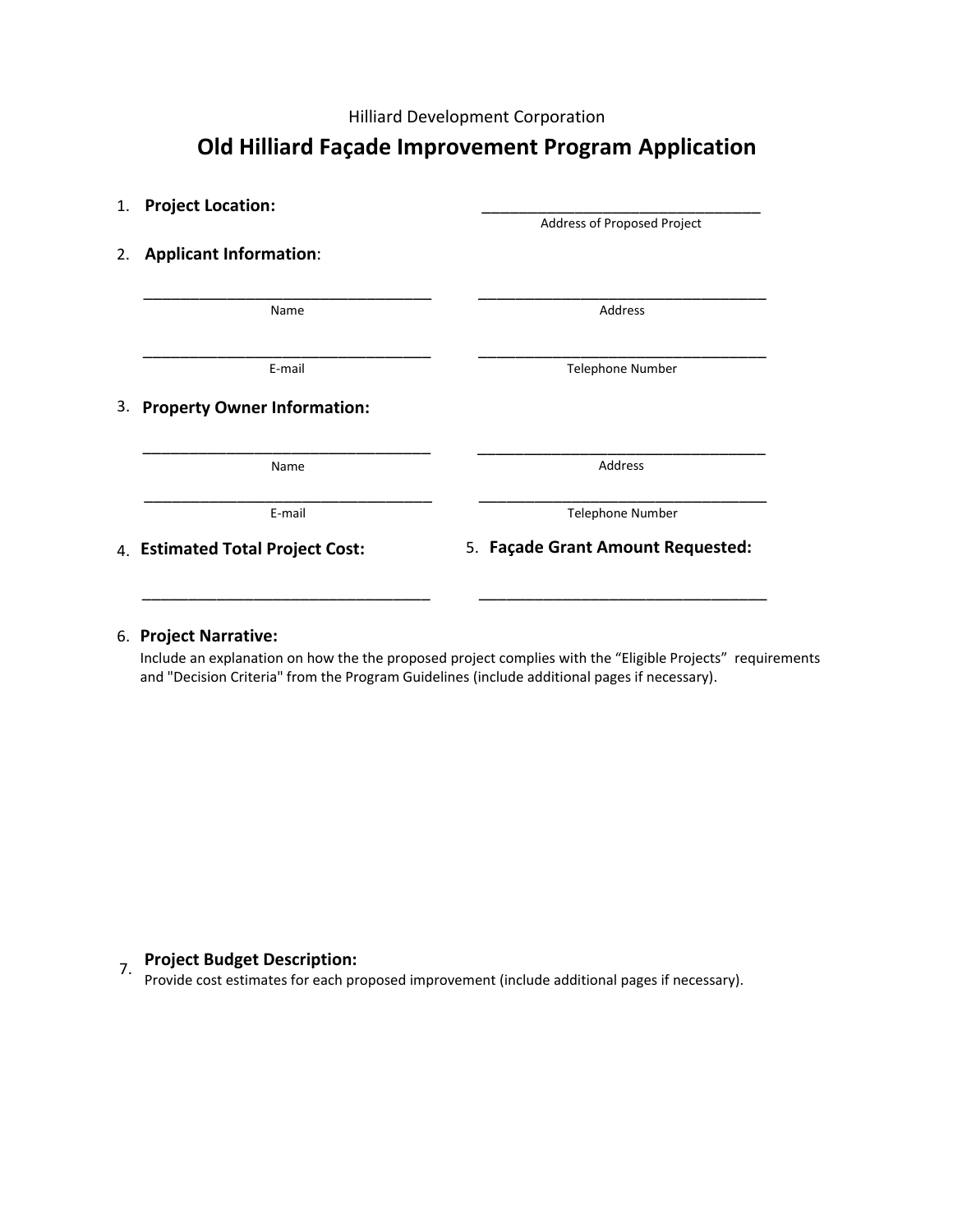Hilliard Development Corporation

# Old Hilliard Façade Improvement Program Application

1. **Project Location:** ______________________________
   Address of Proposed Project

2. **Applicant Information**:

   ______________________________ Name

   ______________________________ Address

   ______________________________ E-mail

   ______________________________ Telephone Number

3. **Property Owner Information:**

   ______________________________ Name

   ______________________________ Address

   ______________________________ E-mail

   ______________________________ Telephone Number

4. **Estimated Total Project Cost:** ______________________________

5. **Façade Grant Amount Requested:** ______________________________

6. **Project Narrative:**
   Include an explanation on how the the proposed project complies with the "Eligible Projects" requirements and "Decision Criteria" from the Program Guidelines (include additional pages if necessary).

7. **Project Budget Description:**
   Provide cost estimates for each proposed improvement (include additional pages if necessary).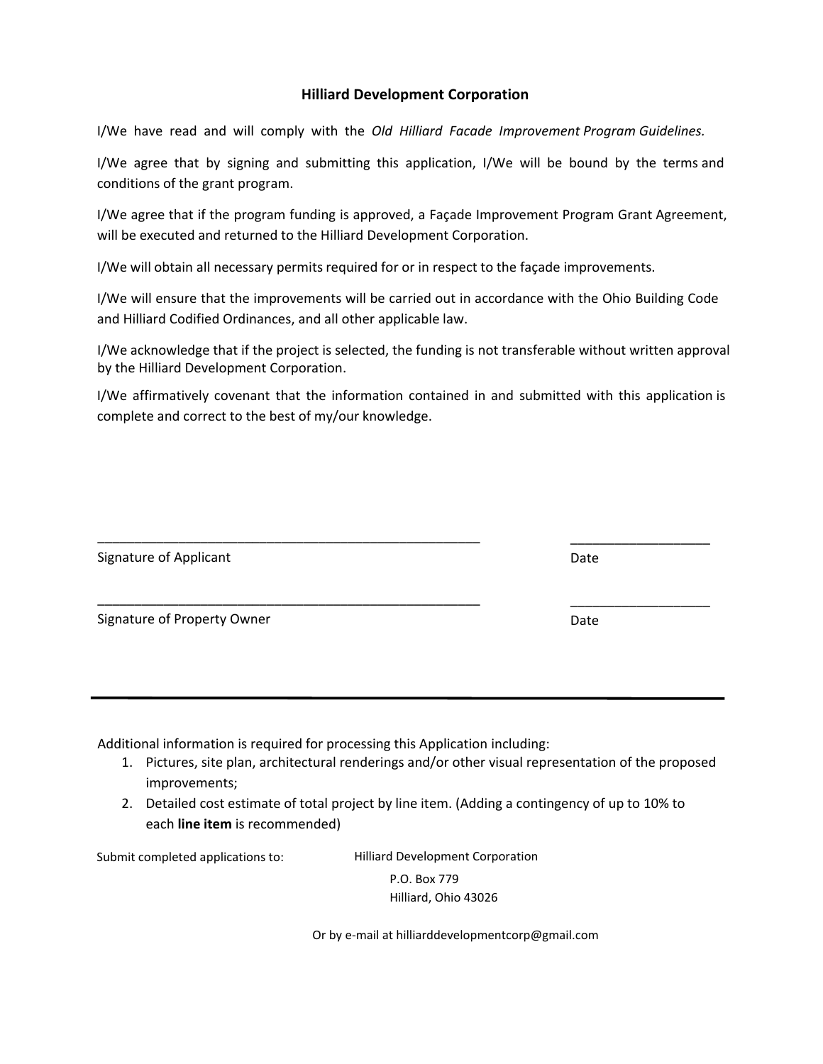## Hilliard Development Corporation

I/We have read and will comply with the *Old Hilliard Facade Improvement Program Guidelines.*

I/We agree that by signing and submitting this application, I/We will be bound by the terms and conditions of the grant program.

I/We agree that if the program funding is approved, a Façade Improvement Program Grant Agreement, will be executed and returned to the Hilliard Development Corporation.

I/We will obtain all necessary permits required for or in respect to the façade improvements.

I/We will ensure that the improvements will be carried out in accordance with the Ohio Building Code and Hilliard Codified Ordinances, and all other applicable law.

I/We acknowledge that if the project is selected, the funding is not transferable without written approval by the Hilliard Development Corporation.

I/We affirmatively covenant that the information contained in and submitted with this application is complete and correct to the best of my/our knowledge.

_____________________________________________________ ___________________

Signature of Applicant Date

_____________________________________________________ ___________________

Signature of Property Owner Date

---

Additional information is required for processing this Application including:

1. Pictures, site plan, architectural renderings and/or other visual representation of the proposed improvements;
2. Detailed cost estimate of total project by line item. (Adding a contingency of up to 10% to each **line item** is recommended)

Submit completed applications to: Hilliard Development Corporation
P.O. Box 779
Hilliard, Ohio 43026

Or by e-mail at hilliarddevelopmentcorp@gmail.com